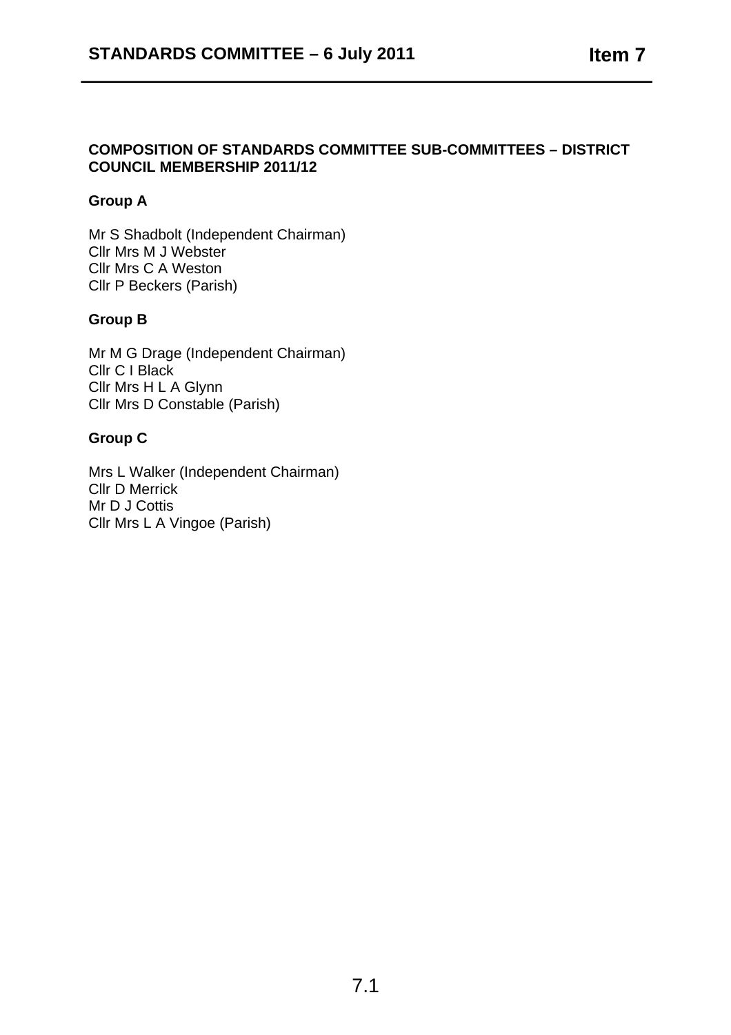## COMPOSITION OF STANDARDS COMMITTEE SUB-COMMITTEES – DISTRICT COUNCIL MEMBERSHIP 2011/12

### Group A

Mr S Shadbolt (Independent Chairman)
Cllr Mrs M J Webster
Cllr Mrs C A Weston
Cllr P Beckers (Parish)

### Group B

Mr M G Drage (Independent Chairman)
Cllr C I Black
Cllr Mrs H L A Glynn
Cllr Mrs D Constable (Parish)

### Group C

Mrs L Walker (Independent Chairman)
Cllr D Merrick
Mr D J Cottis
Cllr Mrs L A Vingoe (Parish)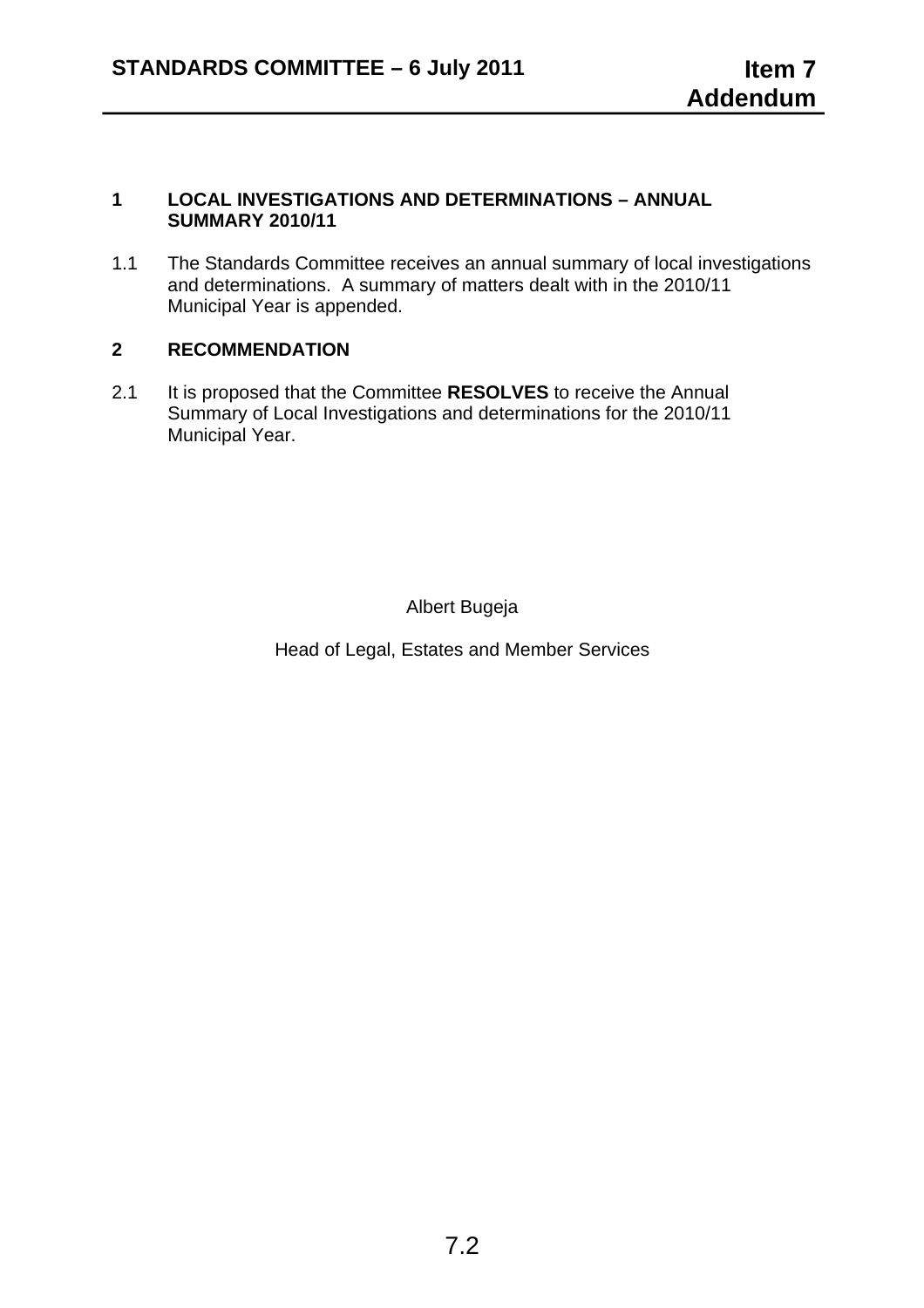## 1 LOCAL INVESTIGATIONS AND DETERMINATIONS – ANNUAL SUMMARY 2010/11

1.1 The Standards Committee receives an annual summary of local investigations and determinations. A summary of matters dealt with in the 2010/11 Municipal Year is appended.

## 2 RECOMMENDATION

2.1 It is proposed that the Committee **RESOLVES** to receive the Annual Summary of Local Investigations and determinations for the 2010/11 Municipal Year.

Albert Bugeja

Head of Legal, Estates and Member Services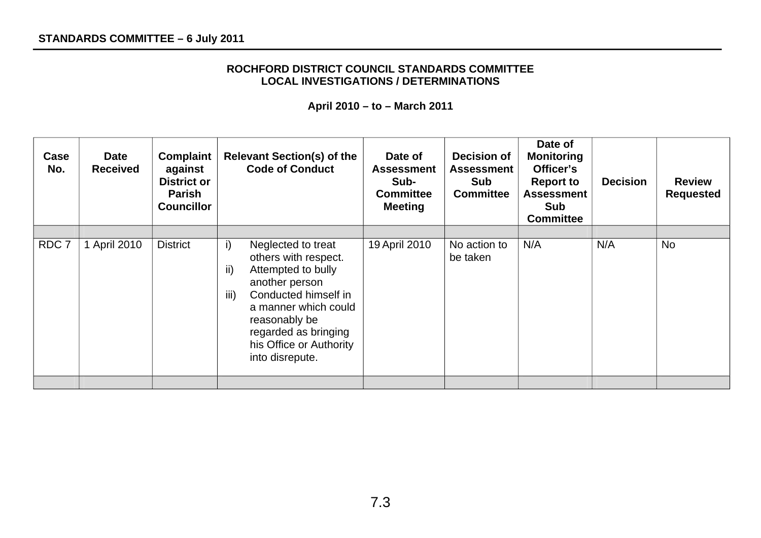**ROCHFORD DISTRICT COUNCIL STANDARDS COMMITTEE**
**LOCAL INVESTIGATIONS / DETERMINATIONS**

**April 2010 – to – March 2011**

| Case No. | Date Received | Complaint against District or Parish Councillor | Relevant Section(s) of the Code of Conduct | Date of Assessment Sub-Committee Meeting | Decision of Assessment Sub Committee | Date of Monitoring Officer's Report to Assessment Sub Committee | Decision | Review Requested |
|---|---|---|---|---|---|---|---|---|
| | | | | | | | | |
| RDC 7 | 1 April 2010 | District | i) Neglected to treat others with respect.<br>ii) Attempted to bully another person<br>iii) Conducted himself in a manner which could reasonably be regarded as bringing his Office or Authority into disrepute. | 19 April 2010 | No action to be taken | N/A | N/A | No |
| | | | | | | | | |